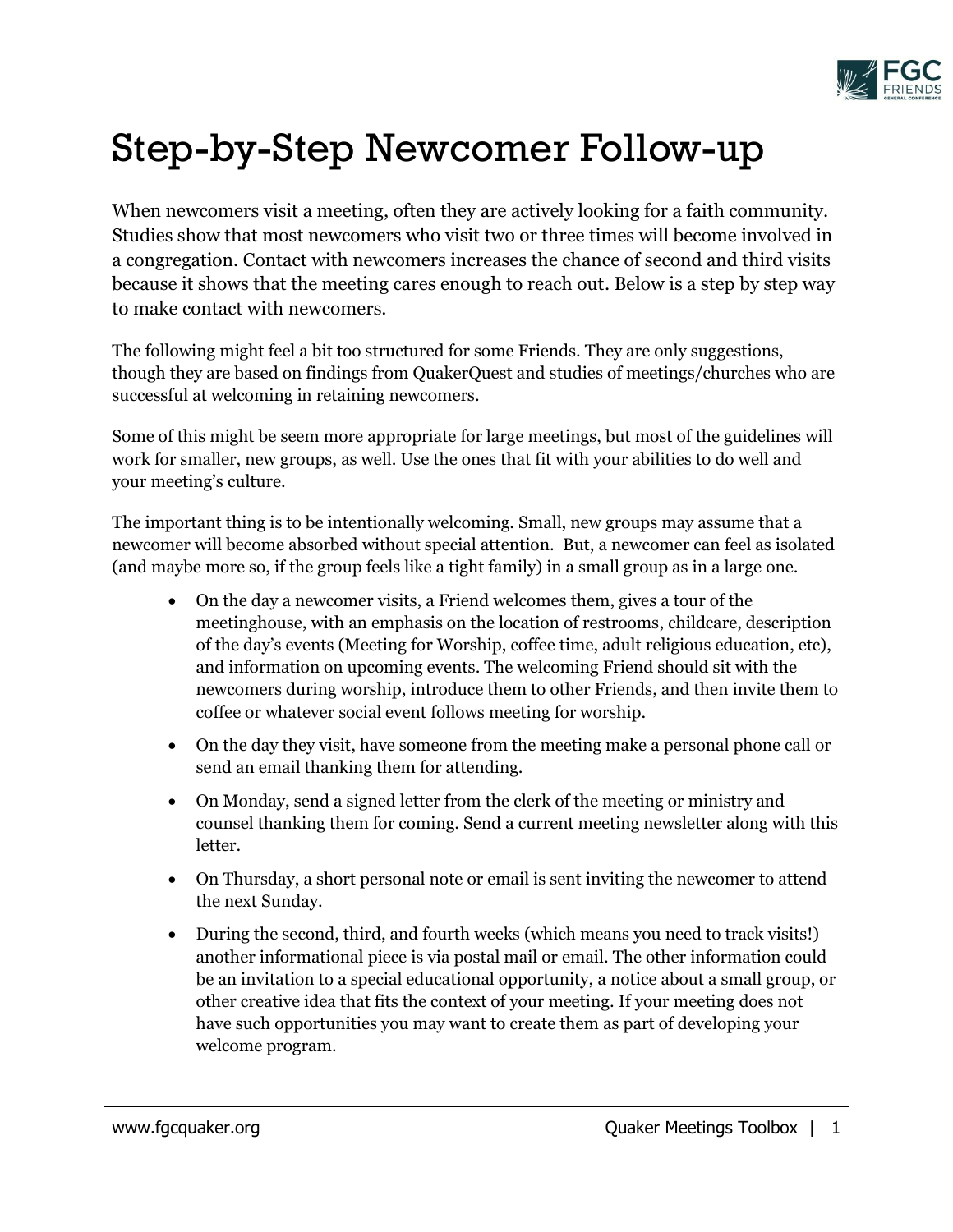# Step-by-Step Newcomer Follow-up

When newcomers visit a meeting, often they are actively looking for a faith community. Studies show that most newcomers who visit two or three times will become involved in a congregation. Contact with newcomers increases the chance of second and third visits because it shows that the meeting cares enough to reach out. Below is a step by step way to make contact with newcomers.

The following might feel a bit too structured for some Friends. They are only suggestions, though they are based on findings from QuakerQuest and studies of meetings/churches who are successful at welcoming in retaining newcomers.

Some of this might be seem more appropriate for large meetings, but most of the guidelines will work for smaller, new groups, as well. Use the ones that fit with your abilities to do well and your meeting's culture.

The important thing is to be intentionally welcoming. Small, new groups may assume that a newcomer will become absorbed without special attention. But, a newcomer can feel as isolated (and maybe more so, if the group feels like a tight family) in a small group as in a large one.

- On the day a newcomer visits, a Friend welcomes them, gives a tour of the meetinghouse, with an emphasis on the location of restrooms, childcare, description of the day's events (Meeting for Worship, coffee time, adult religious education, etc), and information on upcoming events. The welcoming Friend should sit with the newcomers during worship, introduce them to other Friends, and then invite them to coffee or whatever social event follows meeting for worship.
- On the day they visit, have someone from the meeting make a personal phone call or send an email thanking them for attending.
- On Monday, send a signed letter from the clerk of the meeting or ministry and counsel thanking them for coming. Send a current meeting newsletter along with this letter.
- On Thursday, a short personal note or email is sent inviting the newcomer to attend the next Sunday.
- During the second, third, and fourth weeks (which means you need to track visits!) another informational piece is via postal mail or email. The other information could be an invitation to a special educational opportunity, a notice about a small group, or other creative idea that fits the context of your meeting. If your meeting does not have such opportunities you may want to create them as part of developing your welcome program.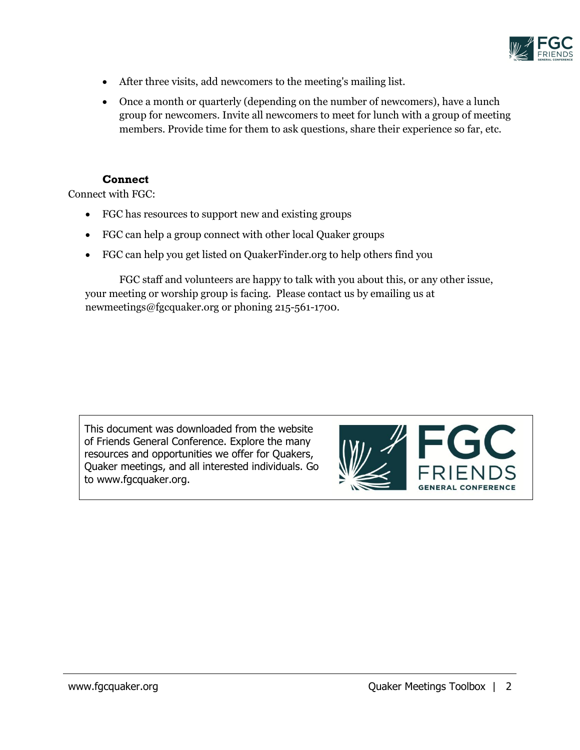- After three visits, add newcomers to the meeting's mailing list.
- Once a month or quarterly (depending on the number of newcomers), have a lunch group for newcomers. Invite all newcomers to meet for lunch with a group of meeting members. Provide time for them to ask questions, share their experience so far, etc.

### Connect

Connect with FGC:

- FGC has resources to support new and existing groups
- FGC can help a group connect with other local Quaker groups
- FGC can help you get listed on QuakerFinder.org to help others find you

FGC staff and volunteers are happy to talk with you about this, or any other issue, your meeting or worship group is facing. Please contact us by emailing us at newmeetings@fgcquaker.org or phoning 215-561-1700.

This document was downloaded from the website of Friends General Conference. Explore the many resources and opportunities we offer for Quakers, Quaker meetings, and all interested individuals. Go to www.fgcquaker.org.